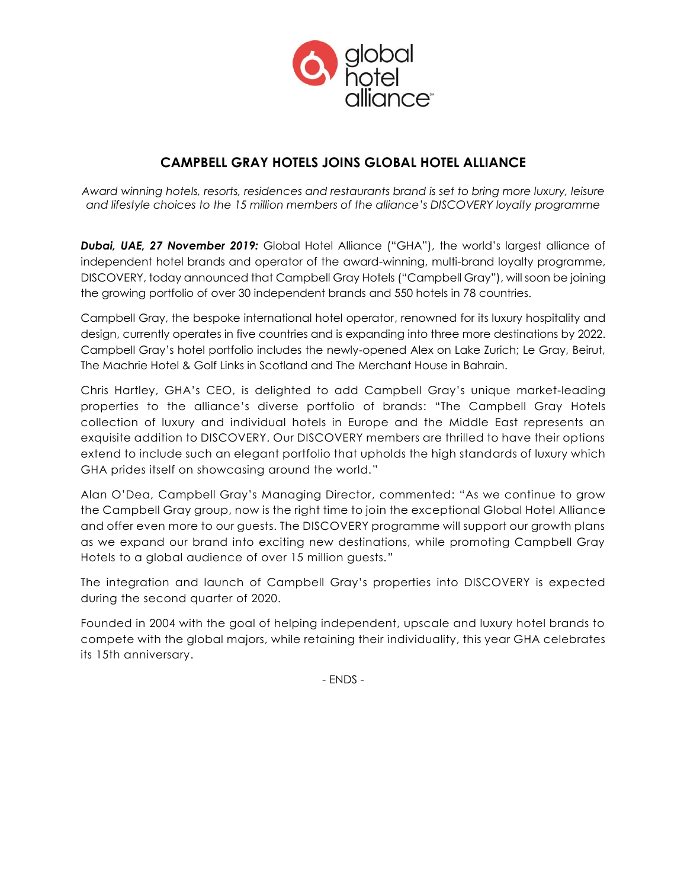# CAMPBELL GRAY HOTELS JOINS GLOBAL HOTEL ALLIANCE

*Award winning hotels, resorts, residences and restaurants brand is set to bring more luxury, leisure and lifestyle choices to the 15 million members of the alliance's DISCOVERY loyalty programme*

***Dubai, UAE, 27 November 2019:*** Global Hotel Alliance ("GHA"), the world's largest alliance of independent hotel brands and operator of the award-winning, multi-brand loyalty programme, DISCOVERY, today announced that Campbell Gray Hotels ("Campbell Gray"), will soon be joining the growing portfolio of over 30 independent brands and 550 hotels in 78 countries.

Campbell Gray, the bespoke international hotel operator, renowned for its luxury hospitality and design, currently operates in five countries and is expanding into three more destinations by 2022. Campbell Gray's hotel portfolio includes the newly-opened Alex on Lake Zurich; Le Gray, Beirut, The Machrie Hotel & Golf Links in Scotland and The Merchant House in Bahrain.

Chris Hartley, GHA's CEO, is delighted to add Campbell Gray's unique market-leading properties to the alliance's diverse portfolio of brands: "The Campbell Gray Hotels collection of luxury and individual hotels in Europe and the Middle East represents an exquisite addition to DISCOVERY. Our DISCOVERY members are thrilled to have their options extend to include such an elegant portfolio that upholds the high standards of luxury which GHA prides itself on showcasing around the world."

Alan O'Dea, Campbell Gray's Managing Director, commented: "As we continue to grow the Campbell Gray group, now is the right time to join the exceptional Global Hotel Alliance and offer even more to our guests. The DISCOVERY programme will support our growth plans as we expand our brand into exciting new destinations, while promoting Campbell Gray Hotels to a global audience of over 15 million guests."

The integration and launch of Campbell Gray's properties into DISCOVERY is expected during the second quarter of 2020.

Founded in 2004 with the goal of helping independent, upscale and luxury hotel brands to compete with the global majors, while retaining their individuality, this year GHA celebrates its 15th anniversary.

- ENDS -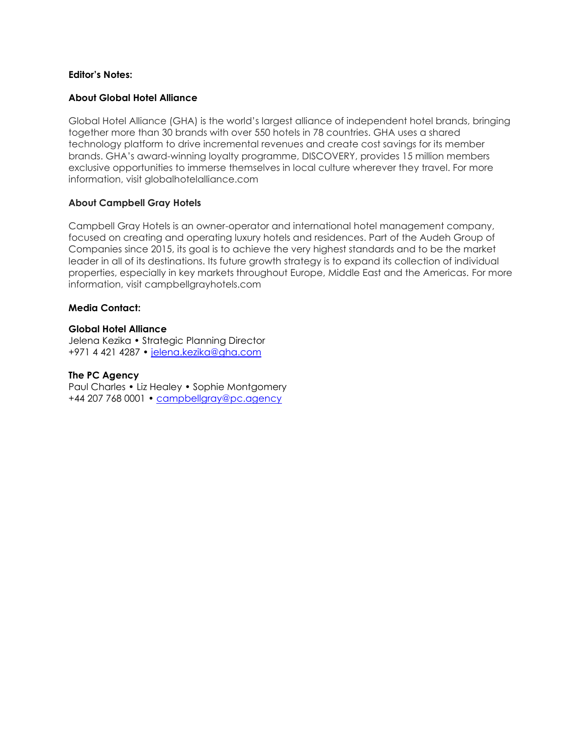**Editor's Notes:**

**About Global Hotel Alliance**

Global Hotel Alliance (GHA) is the world's largest alliance of independent hotel brands, bringing together more than 30 brands with over 550 hotels in 78 countries. GHA uses a shared technology platform to drive incremental revenues and create cost savings for its member brands. GHA's award-winning loyalty programme, DISCOVERY, provides 15 million members exclusive opportunities to immerse themselves in local culture wherever they travel. For more information, visit globalhotelalliance.com

**About Campbell Gray Hotels**

Campbell Gray Hotels is an owner-operator and international hotel management company, focused on creating and operating luxury hotels and residences. Part of the Audeh Group of Companies since 2015, its goal is to achieve the very highest standards and to be the market leader in all of its destinations. Its future growth strategy is to expand its collection of individual properties, especially in key markets throughout Europe, Middle East and the Americas. For more information, visit campbellgrayhotels.com

**Media Contact:**

**Global Hotel Alliance**
Jelena Kezika • Strategic Planning Director
+971 4 421 4287 • jelena.kezika@gha.com

**The PC Agency**
Paul Charles • Liz Healey • Sophie Montgomery
+44 207 768 0001 • campbellgray@pc.agency